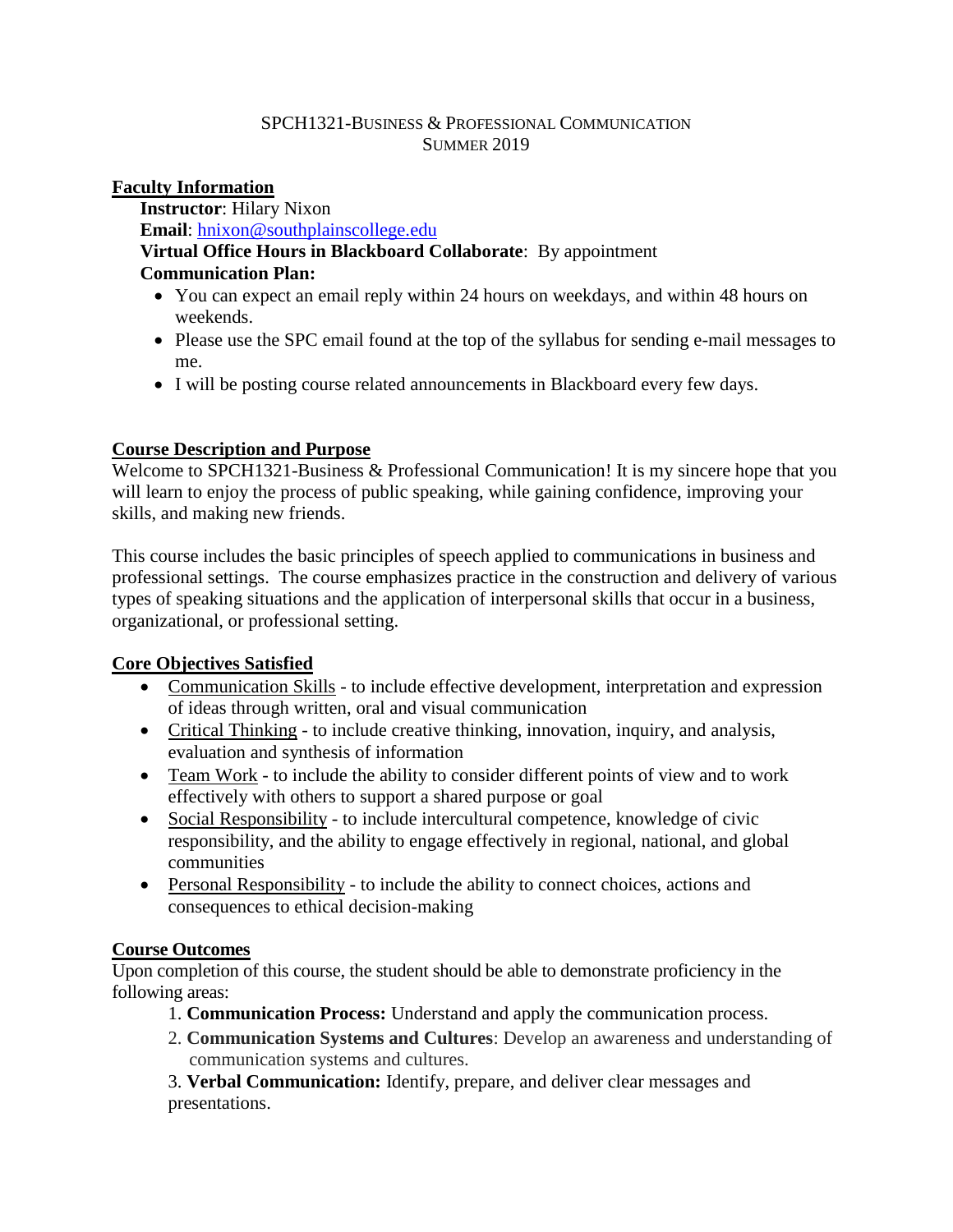# SPCH1321-Business & Professional Communication
## Summer 2019

**Faculty Information**

**Instructor**: Hilary Nixon
**Email**: hnixon@southplainscollege.edu
**Virtual Office Hours in Blackboard Collaborate**: By appointment
**Communication Plan:**

- You can expect an email reply within 24 hours on weekdays, and within 48 hours on weekends.
- Please use the SPC email found at the top of the syllabus for sending e-mail messages to me.
- I will be posting course related announcements in Blackboard every few days.

**Course Description and Purpose**

Welcome to SPCH1321-Business & Professional Communication! It is my sincere hope that you will learn to enjoy the process of public speaking, while gaining confidence, improving your skills, and making new friends.

This course includes the basic principles of speech applied to communications in business and professional settings. The course emphasizes practice in the construction and delivery of various types of speaking situations and the application of interpersonal skills that occur in a business, organizational, or professional setting.

**Core Objectives Satisfied**

- Communication Skills - to include effective development, interpretation and expression of ideas through written, oral and visual communication
- Critical Thinking - to include creative thinking, innovation, inquiry, and analysis, evaluation and synthesis of information
- Team Work - to include the ability to consider different points of view and to work effectively with others to support a shared purpose or goal
- Social Responsibility - to include intercultural competence, knowledge of civic responsibility, and the ability to engage effectively in regional, national, and global communities
- Personal Responsibility - to include the ability to connect choices, actions and consequences to ethical decision-making

**Course Outcomes**

Upon completion of this course, the student should be able to demonstrate proficiency in the following areas:

1. **Communication Process:** Understand and apply the communication process.
2. **Communication Systems and Cultures**: Develop an awareness and understanding of communication systems and cultures.
3. **Verbal Communication:** Identify, prepare, and deliver clear messages and presentations.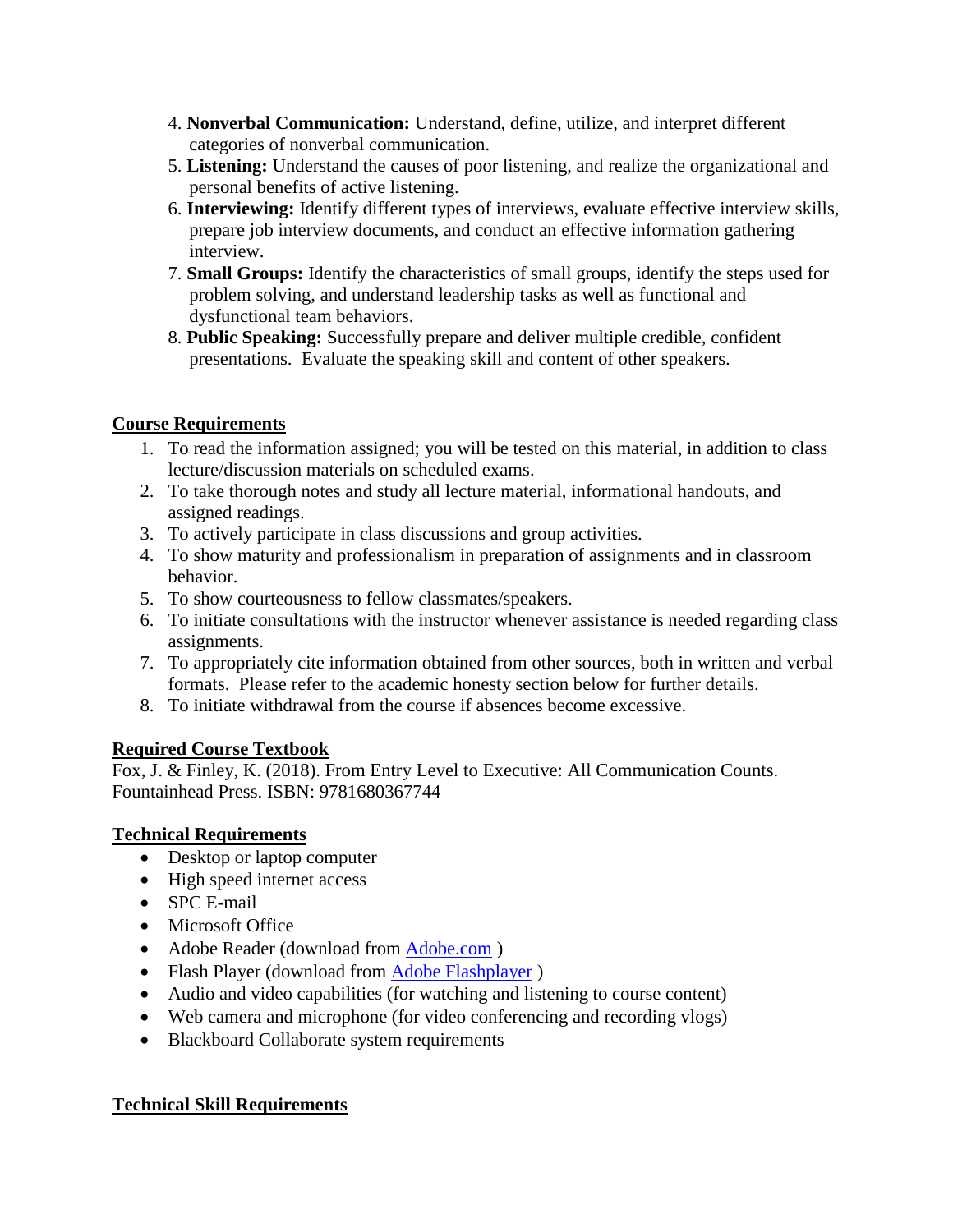4. **Nonverbal Communication:** Understand, define, utilize, and interpret different categories of nonverbal communication.
5. **Listening:** Understand the causes of poor listening, and realize the organizational and personal benefits of active listening.
6. **Interviewing:** Identify different types of interviews, evaluate effective interview skills, prepare job interview documents, and conduct an effective information gathering interview.
7. **Small Groups:** Identify the characteristics of small groups, identify the steps used for problem solving, and understand leadership tasks as well as functional and dysfunctional team behaviors.
8. **Public Speaking:** Successfully prepare and deliver multiple credible, confident presentations. Evaluate the speaking skill and content of other speakers.

## Course Requirements

1. To read the information assigned; you will be tested on this material, in addition to class lecture/discussion materials on scheduled exams.
2. To take thorough notes and study all lecture material, informational handouts, and assigned readings.
3. To actively participate in class discussions and group activities.
4. To show maturity and professionalism in preparation of assignments and in classroom behavior.
5. To show courteousness to fellow classmates/speakers.
6. To initiate consultations with the instructor whenever assistance is needed regarding class assignments.
7. To appropriately cite information obtained from other sources, both in written and verbal formats. Please refer to the academic honesty section below for further details.
8. To initiate withdrawal from the course if absences become excessive.

## Required Course Textbook

Fox, J. & Finley, K. (2018). From Entry Level to Executive: All Communication Counts. Fountainhead Press. ISBN: 9781680367744

## Technical Requirements

- Desktop or laptop computer
- High speed internet access
- SPC E-mail
- Microsoft Office
- Adobe Reader (download from Adobe.com )
- Flash Player (download from Adobe Flashplayer )
- Audio and video capabilities (for watching and listening to course content)
- Web camera and microphone (for video conferencing and recording vlogs)
- Blackboard Collaborate system requirements

## Technical Skill Requirements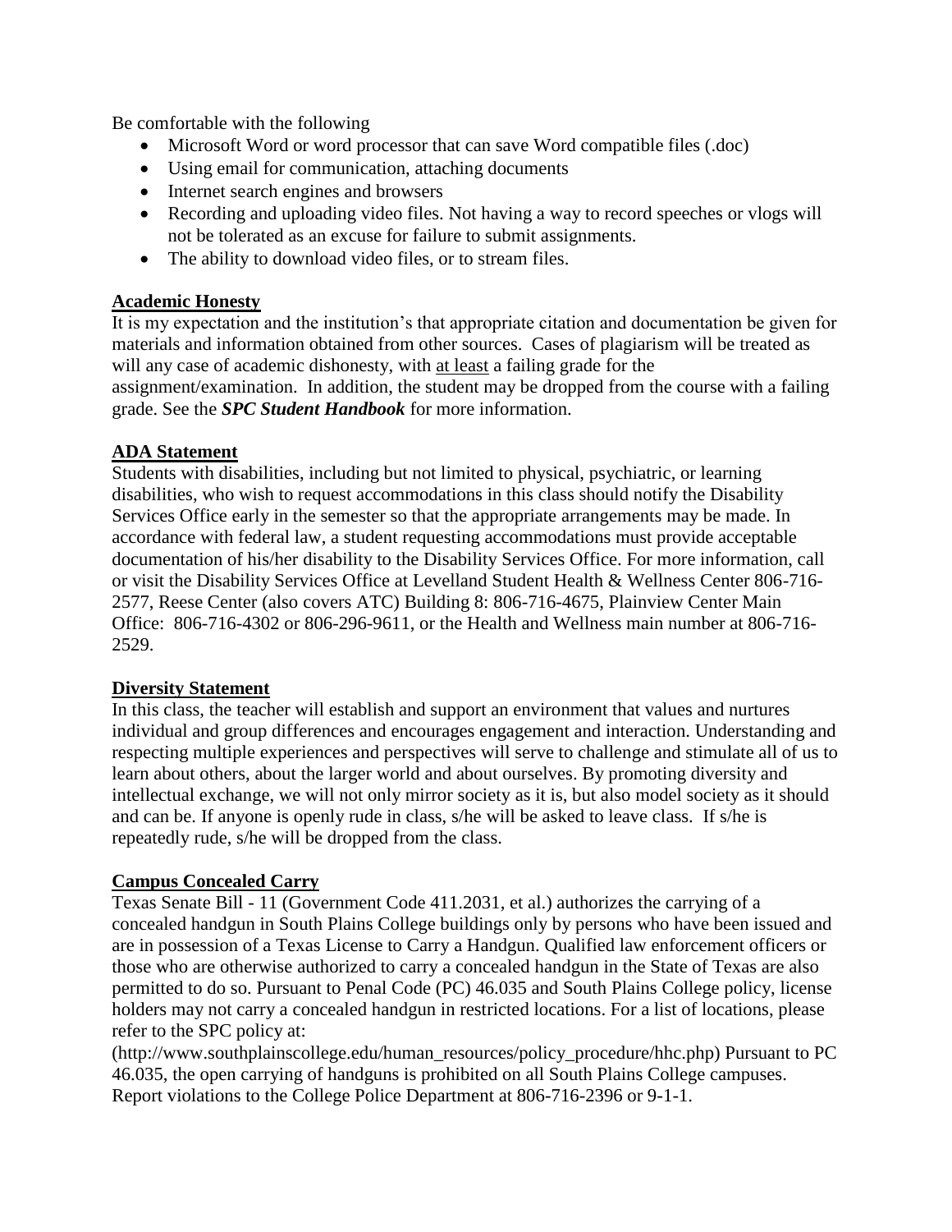Be comfortable with the following

- Microsoft Word or word processor that can save Word compatible files (.doc)
- Using email for communication, attaching documents
- Internet search engines and browsers
- Recording and uploading video files. Not having a way to record speeches or vlogs will not be tolerated as an excuse for failure to submit assignments.
- The ability to download video files, or to stream files.

**Academic Honesty**

It is my expectation and the institution's that appropriate citation and documentation be given for materials and information obtained from other sources. Cases of plagiarism will be treated as will any case of academic dishonesty, with at least a failing grade for the assignment/examination. In addition, the student may be dropped from the course with a failing grade. See the ***SPC Student Handbook*** for more information.

**ADA Statement**

Students with disabilities, including but not limited to physical, psychiatric, or learning disabilities, who wish to request accommodations in this class should notify the Disability Services Office early in the semester so that the appropriate arrangements may be made. In accordance with federal law, a student requesting accommodations must provide acceptable documentation of his/her disability to the Disability Services Office. For more information, call or visit the Disability Services Office at Levelland Student Health & Wellness Center 806-716-2577, Reese Center (also covers ATC) Building 8: 806-716-4675, Plainview Center Main Office: 806-716-4302 or 806-296-9611, or the Health and Wellness main number at 806-716-2529.

**Diversity Statement**

In this class, the teacher will establish and support an environment that values and nurtures individual and group differences and encourages engagement and interaction. Understanding and respecting multiple experiences and perspectives will serve to challenge and stimulate all of us to learn about others, about the larger world and about ourselves. By promoting diversity and intellectual exchange, we will not only mirror society as it is, but also model society as it should and can be. If anyone is openly rude in class, s/he will be asked to leave class. If s/he is repeatedly rude, s/he will be dropped from the class.

**Campus Concealed Carry**

Texas Senate Bill - 11 (Government Code 411.2031, et al.) authorizes the carrying of a concealed handgun in South Plains College buildings only by persons who have been issued and are in possession of a Texas License to Carry a Handgun. Qualified law enforcement officers or those who are otherwise authorized to carry a concealed handgun in the State of Texas are also permitted to do so. Pursuant to Penal Code (PC) 46.035 and South Plains College policy, license holders may not carry a concealed handgun in restricted locations. For a list of locations, please refer to the SPC policy at:
(http://www.southplainscollege.edu/human_resources/policy_procedure/hhc.php) Pursuant to PC 46.035, the open carrying of handguns is prohibited on all South Plains College campuses. Report violations to the College Police Department at 806-716-2396 or 9-1-1.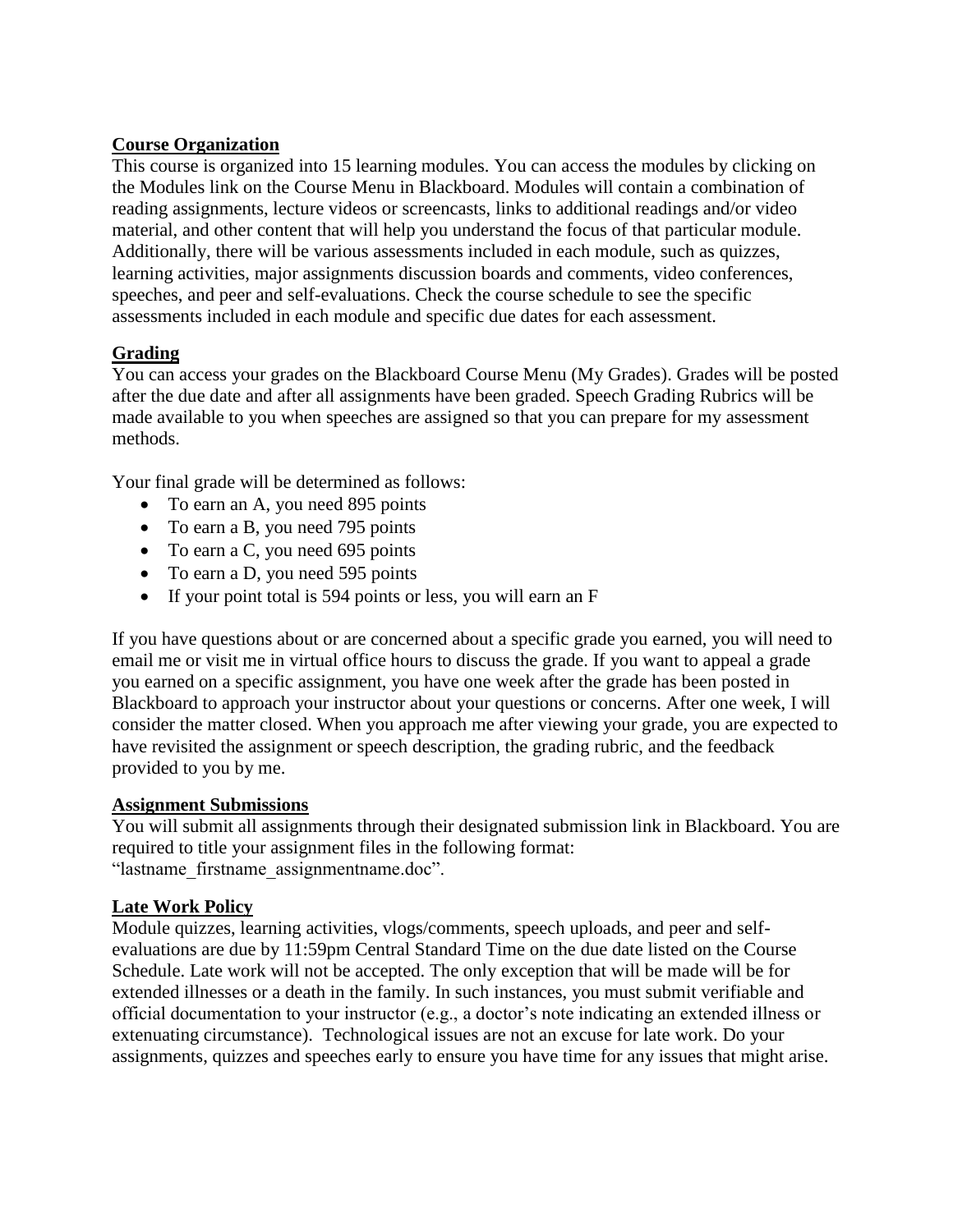## Course Organization

This course is organized into 15 learning modules. You can access the modules by clicking on the Modules link on the Course Menu in Blackboard. Modules will contain a combination of reading assignments, lecture videos or screencasts, links to additional readings and/or video material, and other content that will help you understand the focus of that particular module. Additionally, there will be various assessments included in each module, such as quizzes, learning activities, major assignments discussion boards and comments, video conferences, speeches, and peer and self-evaluations. Check the course schedule to see the specific assessments included in each module and specific due dates for each assessment.

## Grading

You can access your grades on the Blackboard Course Menu (My Grades). Grades will be posted after the due date and after all assignments have been graded. Speech Grading Rubrics will be made available to you when speeches are assigned so that you can prepare for my assessment methods.

Your final grade will be determined as follows:

- To earn an A, you need 895 points
- To earn a B, you need 795 points
- To earn a C, you need 695 points
- To earn a D, you need 595 points
- If your point total is 594 points or less, you will earn an F

If you have questions about or are concerned about a specific grade you earned, you will need to email me or visit me in virtual office hours to discuss the grade. If you want to appeal a grade you earned on a specific assignment, you have one week after the grade has been posted in Blackboard to approach your instructor about your questions or concerns. After one week, I will consider the matter closed. When you approach me after viewing your grade, you are expected to have revisited the assignment or speech description, the grading rubric, and the feedback provided to you by me.

## Assignment Submissions

You will submit all assignments through their designated submission link in Blackboard. You are required to title your assignment files in the following format: "lastname_firstname_assignmentname.doc".

## Late Work Policy

Module quizzes, learning activities, vlogs/comments, speech uploads, and peer and self-evaluations are due by 11:59pm Central Standard Time on the due date listed on the Course Schedule. Late work will not be accepted. The only exception that will be made will be for extended illnesses or a death in the family. In such instances, you must submit verifiable and official documentation to your instructor (e.g., a doctor's note indicating an extended illness or extenuating circumstance). Technological issues are not an excuse for late work. Do your assignments, quizzes and speeches early to ensure you have time for any issues that might arise.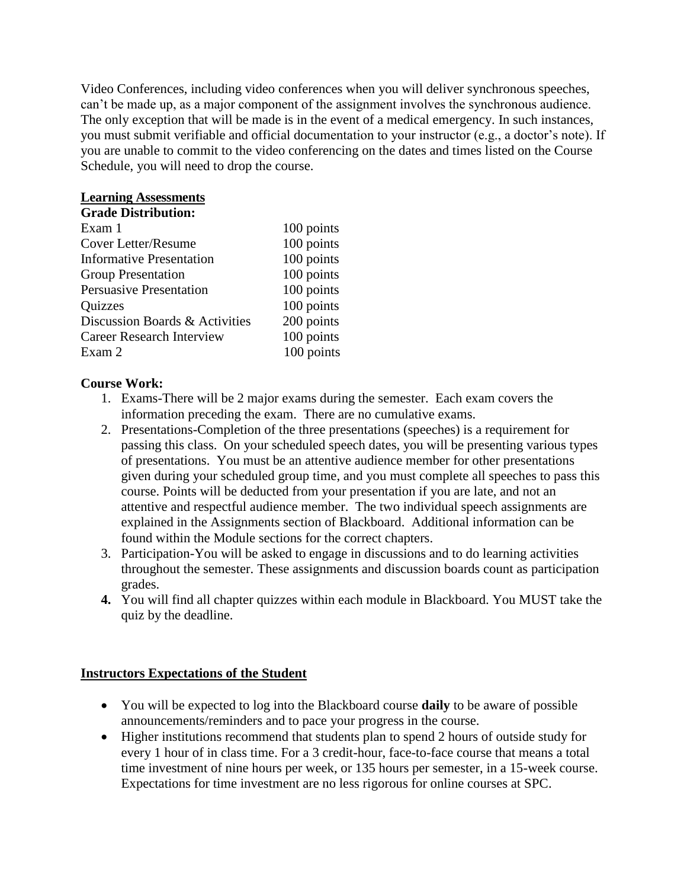Video Conferences, including video conferences when you will deliver synchronous speeches, can't be made up, as a major component of the assignment involves the synchronous audience. The only exception that will be made is in the event of a medical emergency. In such instances, you must submit verifiable and official documentation to your instructor (e.g., a doctor's note). If you are unable to commit to the video conferencing on the dates and times listed on the Course Schedule, you will need to drop the course.

## Learning Assessments

**Grade Distribution:**

| | |
|---|---|
| Exam 1 | 100 points |
| Cover Letter/Resume | 100 points |
| Informative Presentation | 100 points |
| Group Presentation | 100 points |
| Persuasive Presentation | 100 points |
| Quizzes | 100 points |
| Discussion Boards & Activities | 200 points |
| Career Research Interview | 100 points |
| Exam 2 | 100 points |

**Course Work:**

1. Exams-There will be 2 major exams during the semester. Each exam covers the information preceding the exam. There are no cumulative exams.
2. Presentations-Completion of the three presentations (speeches) is a requirement for passing this class. On your scheduled speech dates, you will be presenting various types of presentations. You must be an attentive audience member for other presentations given during your scheduled group time, and you must complete all speeches to pass this course. Points will be deducted from your presentation if you are late, and not an attentive and respectful audience member. The two individual speech assignments are explained in the Assignments section of Blackboard. Additional information can be found within the Module sections for the correct chapters.
3. Participation-You will be asked to engage in discussions and to do learning activities throughout the semester. These assignments and discussion boards count as participation grades.
4. You will find all chapter quizzes within each module in Blackboard. You MUST take the quiz by the deadline.

## Instructors Expectations of the Student

- You will be expected to log into the Blackboard course **daily** to be aware of possible announcements/reminders and to pace your progress in the course.
- Higher institutions recommend that students plan to spend 2 hours of outside study for every 1 hour of in class time. For a 3 credit-hour, face-to-face course that means a total time investment of nine hours per week, or 135 hours per semester, in a 15-week course. Expectations for time investment are no less rigorous for online courses at SPC.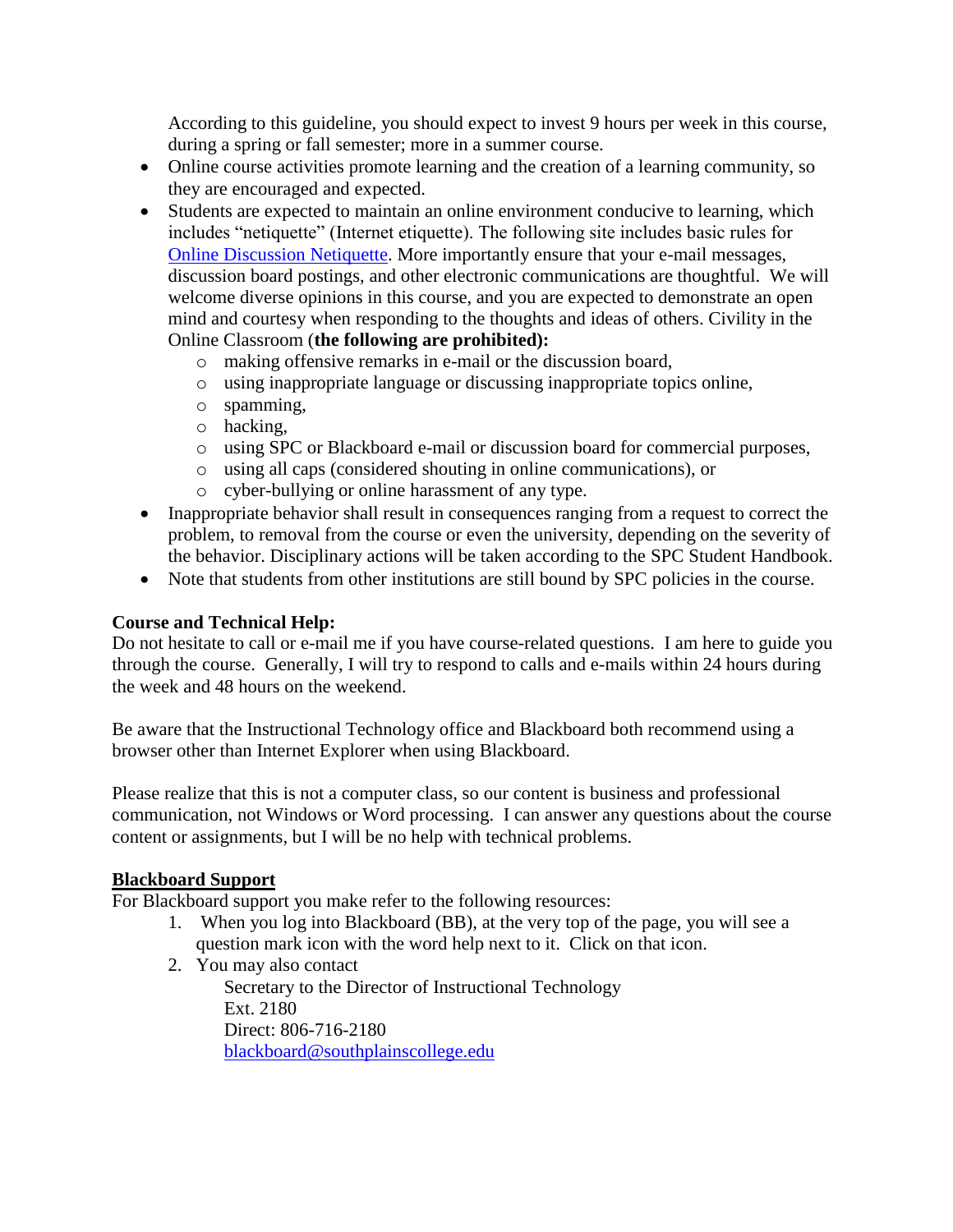According to this guideline, you should expect to invest 9 hours per week in this course, during a spring or fall semester; more in a summer course.

- Online course activities promote learning and the creation of a learning community, so they are encouraged and expected.
- Students are expected to maintain an online environment conducive to learning, which includes "netiquette" (Internet etiquette). The following site includes basic rules for Online Discussion Netiquette. More importantly ensure that your e-mail messages, discussion board postings, and other electronic communications are thoughtful. We will welcome diverse opinions in this course, and you are expected to demonstrate an open mind and courtesy when responding to the thoughts and ideas of others. Civility in the Online Classroom (**the following are prohibited):**
  - making offensive remarks in e-mail or the discussion board,
  - using inappropriate language or discussing inappropriate topics online,
  - spamming,
  - hacking,
  - using SPC or Blackboard e-mail or discussion board for commercial purposes,
  - using all caps (considered shouting in online communications), or
  - cyber-bullying or online harassment of any type.
- Inappropriate behavior shall result in consequences ranging from a request to correct the problem, to removal from the course or even the university, depending on the severity of the behavior. Disciplinary actions will be taken according to the SPC Student Handbook.
- Note that students from other institutions are still bound by SPC policies in the course.

**Course and Technical Help:**

Do not hesitate to call or e-mail me if you have course-related questions. I am here to guide you through the course. Generally, I will try to respond to calls and e-mails within 24 hours during the week and 48 hours on the weekend.

Be aware that the Instructional Technology office and Blackboard both recommend using a browser other than Internet Explorer when using Blackboard.

Please realize that this is not a computer class, so our content is business and professional communication, not Windows or Word processing. I can answer any questions about the course content or assignments, but I will be no help with technical problems.

**Blackboard Support**

For Blackboard support you make refer to the following resources:

1. When you log into Blackboard (BB), at the very top of the page, you will see a question mark icon with the word help next to it. Click on that icon.
2. You may also contact

   Secretary to the Director of Instructional Technology
   Ext. 2180
   Direct: 806-716-2180
   blackboard@southplainscollege.edu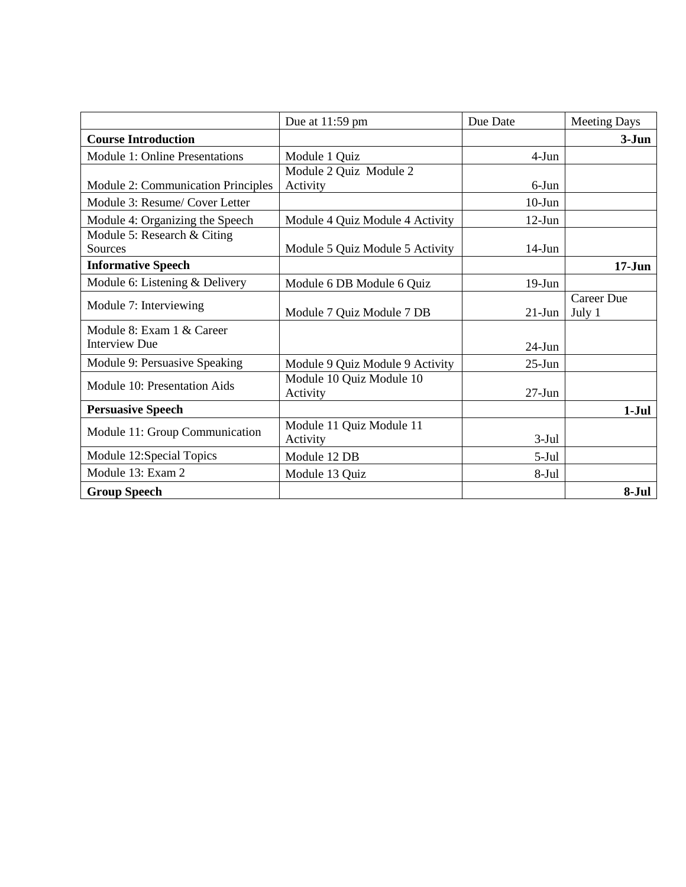| | Due at 11:59 pm | Due Date | Meeting Days |
|---|---|---|---|
| **Course Introduction** | | | **3-Jun** |
| Module 1: Online Presentations | Module 1 Quiz | 4-Jun | |
| Module 2: Communication Principles | Module 2 Quiz Module 2 Activity | 6-Jun | |
| Module 3: Resume/ Cover Letter | | 10-Jun | |
| Module 4: Organizing the Speech | Module 4 Quiz Module 4 Activity | 12-Jun | |
| Module 5: Research & Citing Sources | Module 5 Quiz Module 5 Activity | 14-Jun | |
| **Informative Speech** | | | **17-Jun** |
| Module 6: Listening & Delivery | Module 6 DB Module 6 Quiz | 19-Jun | |
| Module 7: Interviewing | Module 7 Quiz Module 7 DB | 21-Jun | Career Due July 1 |
| Module 8: Exam 1 & Career Interview Due | | 24-Jun | |
| Module 9: Persuasive Speaking | Module 9 Quiz Module 9 Activity | 25-Jun | |
| Module 10: Presentation Aids | Module 10 Quiz Module 10 Activity | 27-Jun | |
| **Persuasive Speech** | | | **1-Jul** |
| Module 11: Group Communication | Module 11 Quiz Module 11 Activity | 3-Jul | |
| Module 12:Special Topics | Module 12 DB | 5-Jul | |
| Module 13: Exam 2 | Module 13 Quiz | 8-Jul | |
| **Group Speech** | | | **8-Jul** |